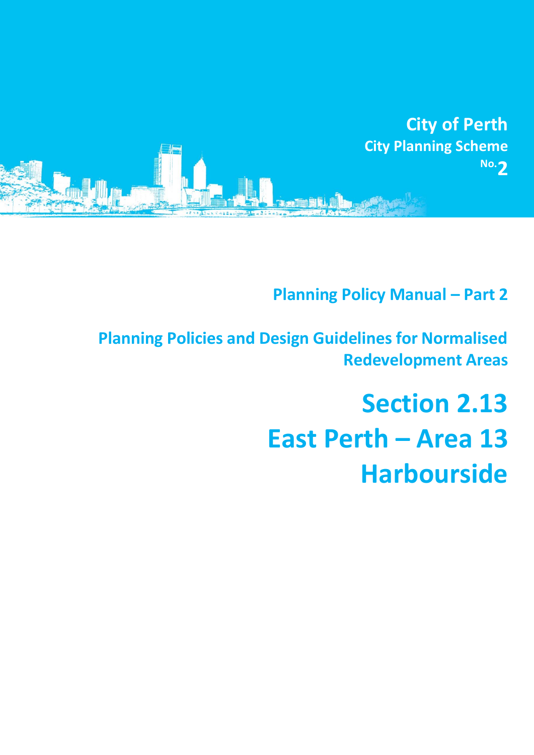City of Perth

City Planning Scheme No. 2

## Planning Policy Manual – Part 2

## Planning Policies and Design Guidelines for Normalised Redevelopment Areas

# Section 2.13
# East Perth – Area 13
# Harbourside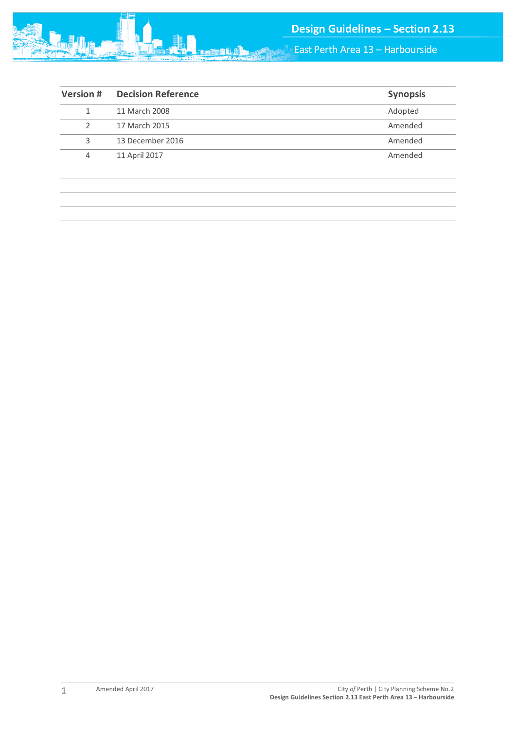| Version # | Decision Reference | Synopsis |
|---|---|---|
| 1 | 11 March 2008 | Adopted |
| 2 | 17 March 2015 | Amended |
| 3 | 13 December 2016 | Amended |
| 4 | 11 April 2017 | Amended |
| | | |
| | | |
| | | |
| | | |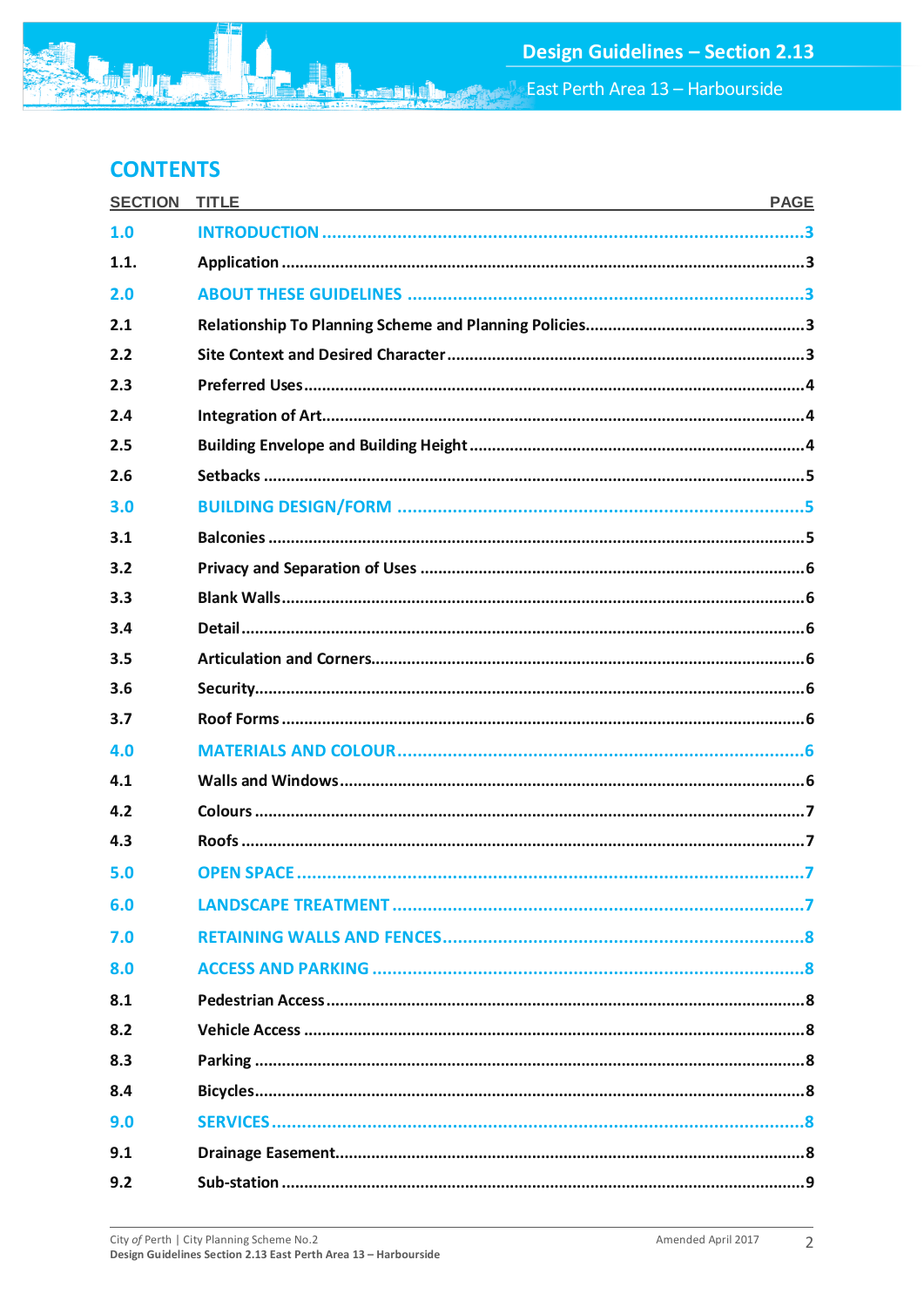## CONTENTS

| SECTION | TITLE | PAGE |
|---|---|---|
| **1.0** | **INTRODUCTION** | **3** |
| 1.1. | Application | 3 |
| **2.0** | **ABOUT THESE GUIDELINES** | **3** |
| 2.1 | Relationship To Planning Scheme and Planning Policies | 3 |
| 2.2 | Site Context and Desired Character | 3 |
| 2.3 | Preferred Uses | 4 |
| 2.4 | Integration of Art | 4 |
| 2.5 | Building Envelope and Building Height | 4 |
| 2.6 | Setbacks | 5 |
| **3.0** | **BUILDING DESIGN/FORM** | **5** |
| 3.1 | Balconies | 5 |
| 3.2 | Privacy and Separation of Uses | 6 |
| 3.3 | Blank Walls | 6 |
| 3.4 | Detail | 6 |
| 3.5 | Articulation and Corners | 6 |
| 3.6 | Security | 6 |
| 3.7 | Roof Forms | 6 |
| **4.0** | **MATERIALS AND COLOUR** | **6** |
| 4.1 | Walls and Windows | 6 |
| 4.2 | Colours | 7 |
| 4.3 | Roofs | 7 |
| **5.0** | **OPEN SPACE** | **7** |
| **6.0** | **LANDSCAPE TREATMENT** | **7** |
| **7.0** | **RETAINING WALLS AND FENCES** | **8** |
| **8.0** | **ACCESS AND PARKING** | **8** |
| 8.1 | Pedestrian Access | 8 |
| 8.2 | Vehicle Access | 8 |
| 8.3 | Parking | 8 |
| 8.4 | Bicycles | 8 |
| **9.0** | **SERVICES** | **8** |
| 9.1 | Drainage Easement | 8 |
| 9.2 | Sub-station | 9 |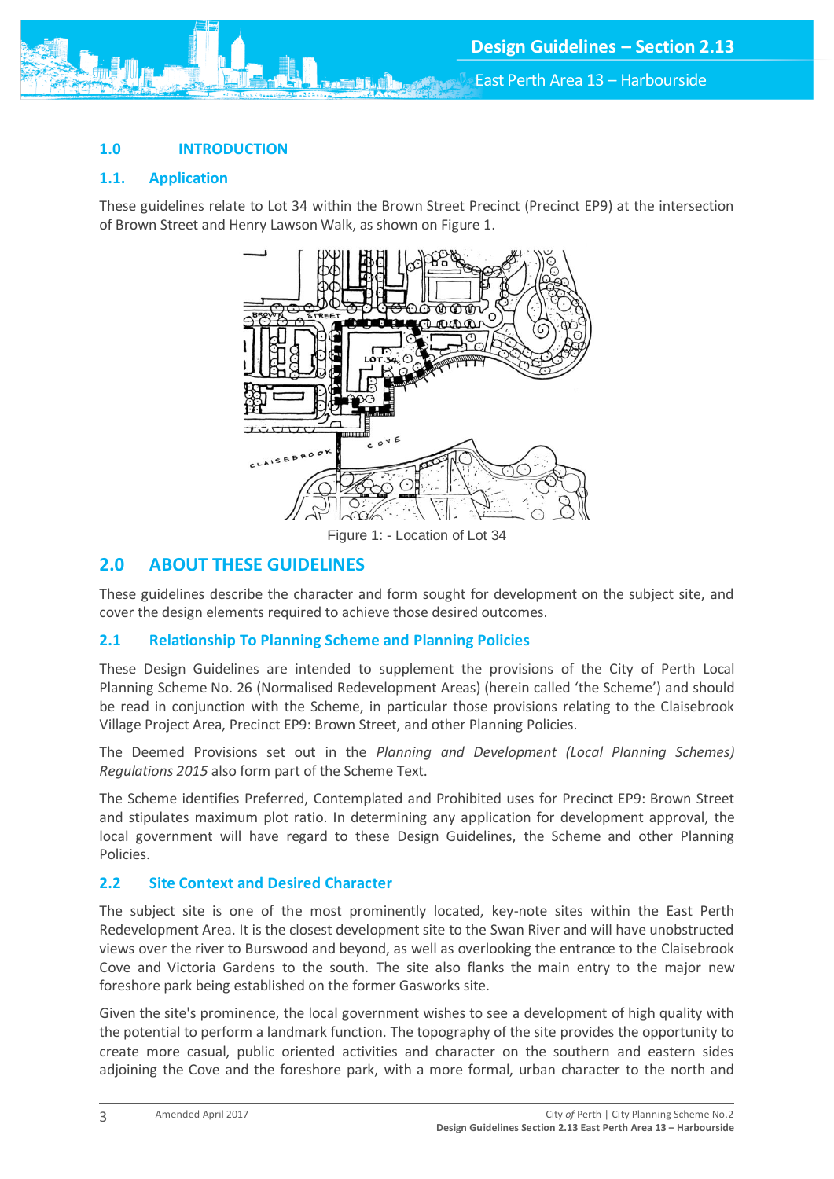## 1.0 INTRODUCTION

### 1.1. Application

These guidelines relate to Lot 34 within the Brown Street Precinct (Precinct EP9) at the intersection of Brown Street and Henry Lawson Walk, as shown on Figure 1.

Figure 1: - Location of Lot 34

## 2.0 ABOUT THESE GUIDELINES

These guidelines describe the character and form sought for development on the subject site, and cover the design elements required to achieve those desired outcomes.

### 2.1 Relationship To Planning Scheme and Planning Policies

These Design Guidelines are intended to supplement the provisions of the City of Perth Local Planning Scheme No. 26 (Normalised Redevelopment Areas) (herein called 'the Scheme') and should be read in conjunction with the Scheme, in particular those provisions relating to the Claisebrook Village Project Area, Precinct EP9: Brown Street, and other Planning Policies.

The Deemed Provisions set out in the *Planning and Development (Local Planning Schemes) Regulations 2015* also form part of the Scheme Text.

The Scheme identifies Preferred, Contemplated and Prohibited uses for Precinct EP9: Brown Street and stipulates maximum plot ratio. In determining any application for development approval, the local government will have regard to these Design Guidelines, the Scheme and other Planning Policies.

### 2.2 Site Context and Desired Character

The subject site is one of the most prominently located, key-note sites within the East Perth Redevelopment Area. It is the closest development site to the Swan River and will have unobstructed views over the river to Burswood and beyond, as well as overlooking the entrance to the Claisebrook Cove and Victoria Gardens to the south. The site also flanks the main entry to the major new foreshore park being established on the former Gasworks site.

Given the site's prominence, the local government wishes to see a development of high quality with the potential to perform a landmark function. The topography of the site provides the opportunity to create more casual, public oriented activities and character on the southern and eastern sides adjoining the Cove and the foreshore park, with a more formal, urban character to the north and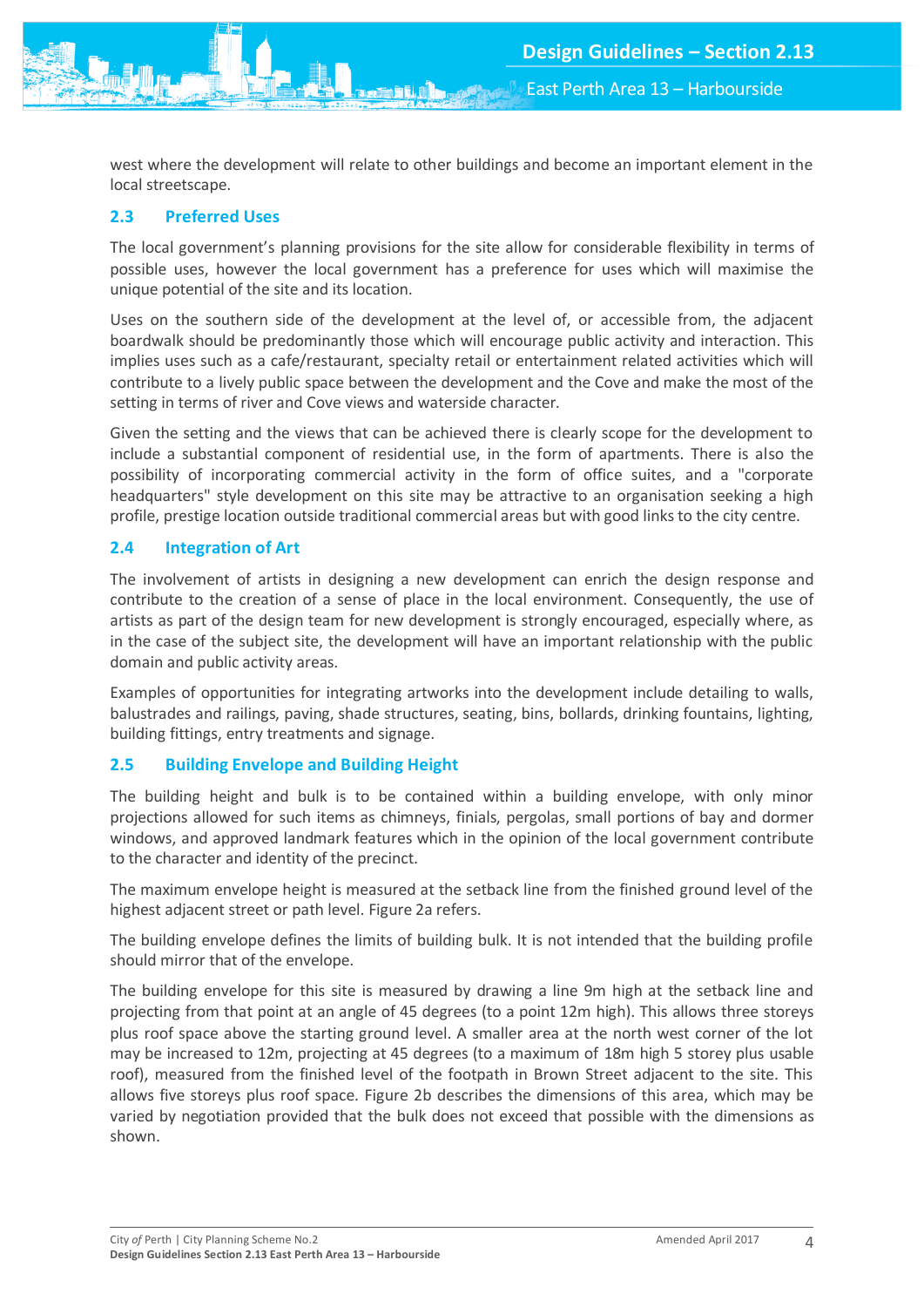west where the development will relate to other buildings and become an important element in the local streetscape.

## 2.3 Preferred Uses

The local government's planning provisions for the site allow for considerable flexibility in terms of possible uses, however the local government has a preference for uses which will maximise the unique potential of the site and its location.

Uses on the southern side of the development at the level of, or accessible from, the adjacent boardwalk should be predominantly those which will encourage public activity and interaction. This implies uses such as a cafe/restaurant, specialty retail or entertainment related activities which will contribute to a lively public space between the development and the Cove and make the most of the setting in terms of river and Cove views and waterside character.

Given the setting and the views that can be achieved there is clearly scope for the development to include a substantial component of residential use, in the form of apartments. There is also the possibility of incorporating commercial activity in the form of office suites, and a "corporate headquarters" style development on this site may be attractive to an organisation seeking a high profile, prestige location outside traditional commercial areas but with good links to the city centre.

## 2.4 Integration of Art

The involvement of artists in designing a new development can enrich the design response and contribute to the creation of a sense of place in the local environment. Consequently, the use of artists as part of the design team for new development is strongly encouraged, especially where, as in the case of the subject site, the development will have an important relationship with the public domain and public activity areas.

Examples of opportunities for integrating artworks into the development include detailing to walls, balustrades and railings, paving, shade structures, seating, bins, bollards, drinking fountains, lighting, building fittings, entry treatments and signage.

## 2.5 Building Envelope and Building Height

The building height and bulk is to be contained within a building envelope, with only minor projections allowed for such items as chimneys, finials, pergolas, small portions of bay and dormer windows, and approved landmark features which in the opinion of the local government contribute to the character and identity of the precinct.

The maximum envelope height is measured at the setback line from the finished ground level of the highest adjacent street or path level. Figure 2a refers.

The building envelope defines the limits of building bulk. It is not intended that the building profile should mirror that of the envelope.

The building envelope for this site is measured by drawing a line 9m high at the setback line and projecting from that point at an angle of 45 degrees (to a point 12m high). This allows three storeys plus roof space above the starting ground level. A smaller area at the north west corner of the lot may be increased to 12m, projecting at 45 degrees (to a maximum of 18m high 5 storey plus usable roof), measured from the finished level of the footpath in Brown Street adjacent to the site. This allows five storeys plus roof space. Figure 2b describes the dimensions of this area, which may be varied by negotiation provided that the bulk does not exceed that possible with the dimensions as shown.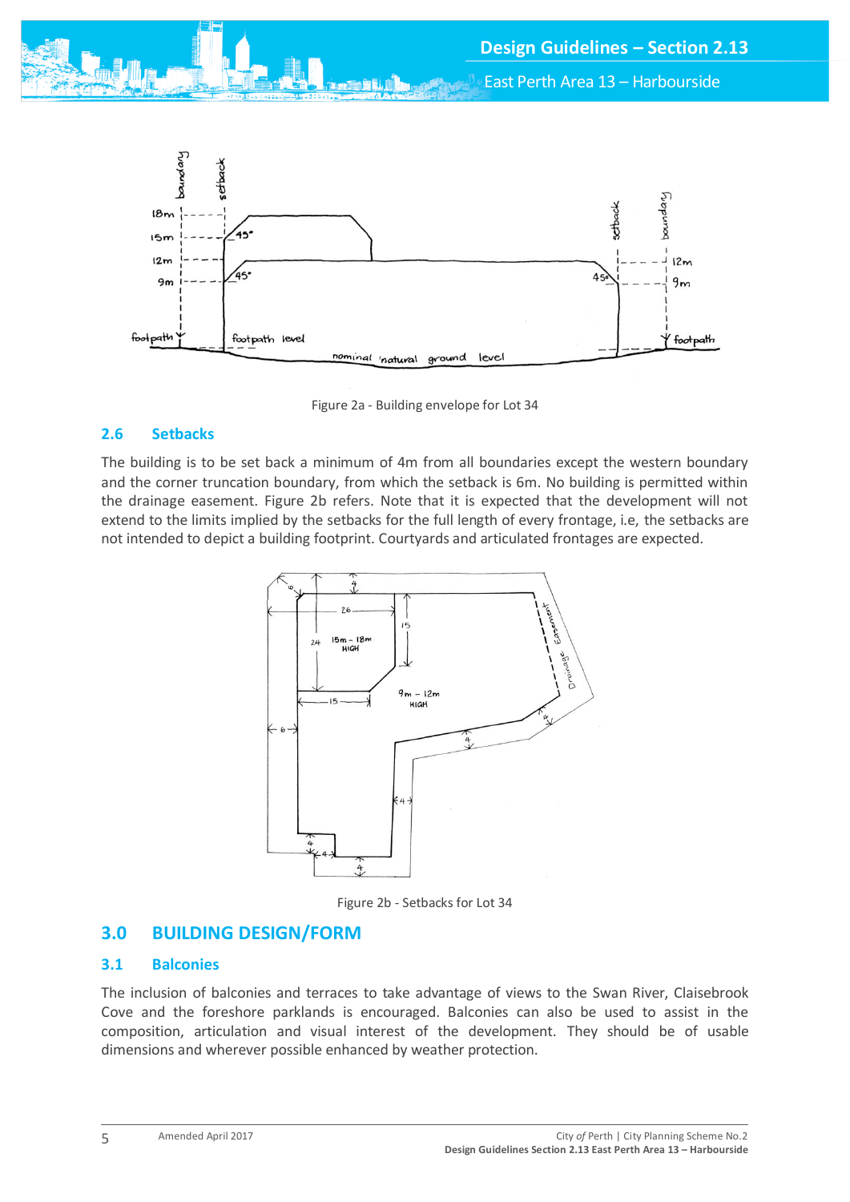Figure 2a - Building envelope for Lot 34

## 2.6 Setbacks

The building is to be set back a minimum of 4m from all boundaries except the western boundary and the corner truncation boundary, from which the setback is 6m. No building is permitted within the drainage easement. Figure 2b refers. Note that it is expected that the development will not extend to the limits implied by the setbacks for the full length of every frontage, i.e, the setbacks are not intended to depict a building footprint. Courtyards and articulated frontages are expected.

Figure 2b - Setbacks for Lot 34

# 3.0 BUILDING DESIGN/FORM

## 3.1 Balconies

The inclusion of balconies and terraces to take advantage of views to the Swan River, Claisebrook Cove and the foreshore parklands is encouraged. Balconies can also be used to assist in the composition, articulation and visual interest of the development. They should be of usable dimensions and wherever possible enhanced by weather protection.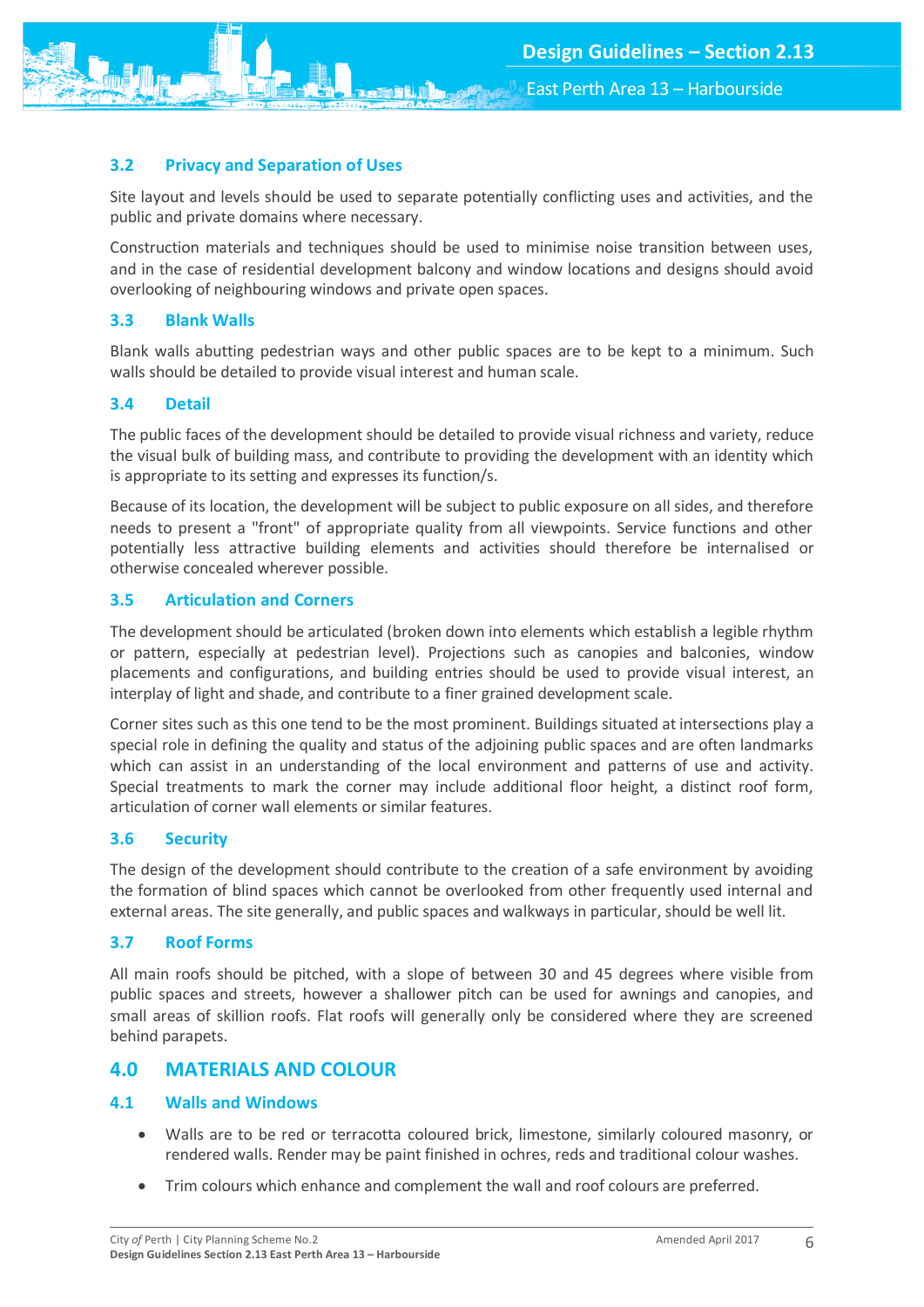### 3.2 Privacy and Separation of Uses

Site layout and levels should be used to separate potentially conflicting uses and activities, and the public and private domains where necessary.

Construction materials and techniques should be used to minimise noise transition between uses, and in the case of residential development balcony and window locations and designs should avoid overlooking of neighbouring windows and private open spaces.

### 3.3 Blank Walls

Blank walls abutting pedestrian ways and other public spaces are to be kept to a minimum. Such walls should be detailed to provide visual interest and human scale.

### 3.4 Detail

The public faces of the development should be detailed to provide visual richness and variety, reduce the visual bulk of building mass, and contribute to providing the development with an identity which is appropriate to its setting and expresses its function/s.

Because of its location, the development will be subject to public exposure on all sides, and therefore needs to present a "front" of appropriate quality from all viewpoints. Service functions and other potentially less attractive building elements and activities should therefore be internalised or otherwise concealed wherever possible.

### 3.5 Articulation and Corners

The development should be articulated (broken down into elements which establish a legible rhythm or pattern, especially at pedestrian level). Projections such as canopies and balconies, window placements and configurations, and building entries should be used to provide visual interest, an interplay of light and shade, and contribute to a finer grained development scale.

Corner sites such as this one tend to be the most prominent. Buildings situated at intersections play a special role in defining the quality and status of the adjoining public spaces and are often landmarks which can assist in an understanding of the local environment and patterns of use and activity. Special treatments to mark the corner may include additional floor height, a distinct roof form, articulation of corner wall elements or similar features.

### 3.6 Security

The design of the development should contribute to the creation of a safe environment by avoiding the formation of blind spaces which cannot be overlooked from other frequently used internal and external areas. The site generally, and public spaces and walkways in particular, should be well lit.

### 3.7 Roof Forms

All main roofs should be pitched, with a slope of between 30 and 45 degrees where visible from public spaces and streets, however a shallower pitch can be used for awnings and canopies, and small areas of skillion roofs. Flat roofs will generally only be considered where they are screened behind parapets.

## 4.0 MATERIALS AND COLOUR

### 4.1 Walls and Windows

- Walls are to be red or terracotta coloured brick, limestone, similarly coloured masonry, or rendered walls. Render may be paint finished in ochres, reds and traditional colour washes.
- Trim colours which enhance and complement the wall and roof colours are preferred.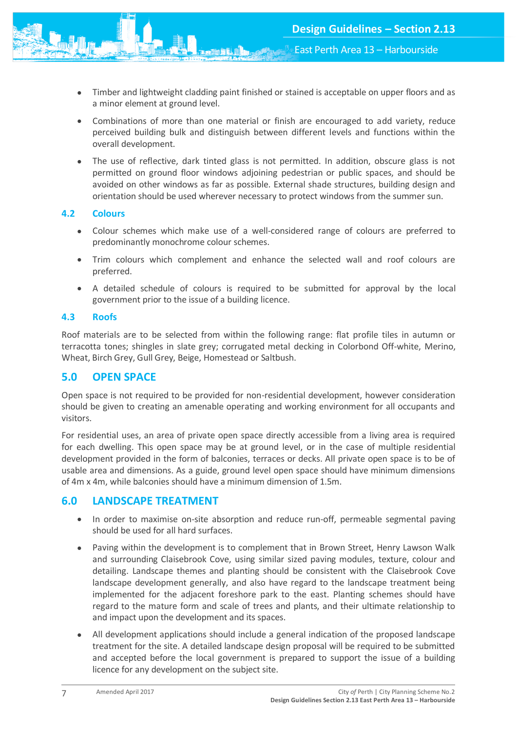- Timber and lightweight cladding paint finished or stained is acceptable on upper floors and as a minor element at ground level.
- Combinations of more than one material or finish are encouraged to add variety, reduce perceived building bulk and distinguish between different levels and functions within the overall development.
- The use of reflective, dark tinted glass is not permitted. In addition, obscure glass is not permitted on ground floor windows adjoining pedestrian or public spaces, and should be avoided on other windows as far as possible. External shade structures, building design and orientation should be used wherever necessary to protect windows from the summer sun.

### 4.2 Colours

- Colour schemes which make use of a well-considered range of colours are preferred to predominantly monochrome colour schemes.
- Trim colours which complement and enhance the selected wall and roof colours are preferred.
- A detailed schedule of colours is required to be submitted for approval by the local government prior to the issue of a building licence.

### 4.3 Roofs

Roof materials are to be selected from within the following range: flat profile tiles in autumn or terracotta tones; shingles in slate grey; corrugated metal decking in Colorbond Off-white, Merino, Wheat, Birch Grey, Gull Grey, Beige, Homestead or Saltbush.

## 5.0 OPEN SPACE

Open space is not required to be provided for non-residential development, however consideration should be given to creating an amenable operating and working environment for all occupants and visitors.

For residential uses, an area of private open space directly accessible from a living area is required for each dwelling. This open space may be at ground level, or in the case of multiple residential development provided in the form of balconies, terraces or decks. All private open space is to be of usable area and dimensions. As a guide, ground level open space should have minimum dimensions of 4m x 4m, while balconies should have a minimum dimension of 1.5m.

## 6.0 LANDSCAPE TREATMENT

- In order to maximise on-site absorption and reduce run-off, permeable segmental paving should be used for all hard surfaces.
- Paving within the development is to complement that in Brown Street, Henry Lawson Walk and surrounding Claisebrook Cove, using similar sized paving modules, texture, colour and detailing. Landscape themes and planting should be consistent with the Claisebrook Cove landscape development generally, and also have regard to the landscape treatment being implemented for the adjacent foreshore park to the east. Planting schemes should have regard to the mature form and scale of trees and plants, and their ultimate relationship to and impact upon the development and its spaces.
- All development applications should include a general indication of the proposed landscape treatment for the site. A detailed landscape design proposal will be required to be submitted and accepted before the local government is prepared to support the issue of a building licence for any development on the subject site.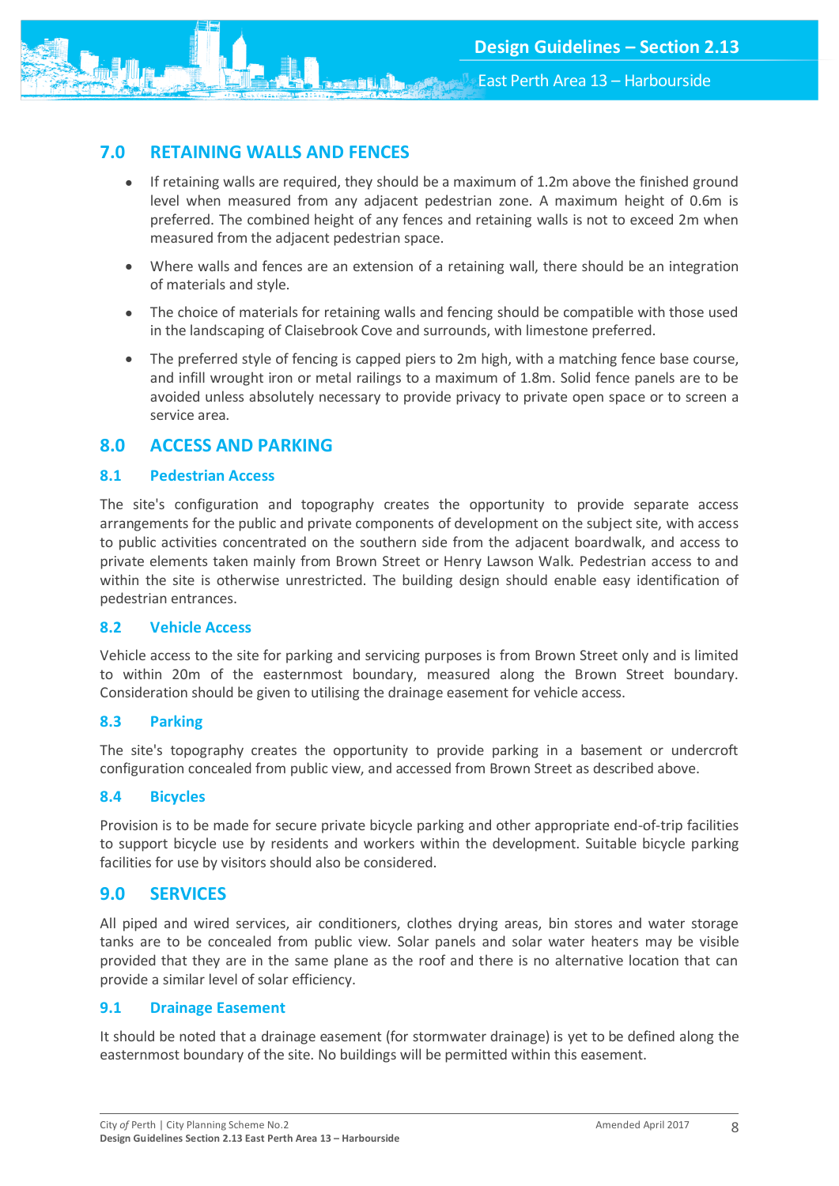## 7.0 RETAINING WALLS AND FENCES

- If retaining walls are required, they should be a maximum of 1.2m above the finished ground level when measured from any adjacent pedestrian zone. A maximum height of 0.6m is preferred. The combined height of any fences and retaining walls is not to exceed 2m when measured from the adjacent pedestrian space.
- Where walls and fences are an extension of a retaining wall, there should be an integration of materials and style.
- The choice of materials for retaining walls and fencing should be compatible with those used in the landscaping of Claisebrook Cove and surrounds, with limestone preferred.
- The preferred style of fencing is capped piers to 2m high, with a matching fence base course, and infill wrought iron or metal railings to a maximum of 1.8m. Solid fence panels are to be avoided unless absolutely necessary to provide privacy to private open space or to screen a service area.

## 8.0 ACCESS AND PARKING

### 8.1 Pedestrian Access

The site's configuration and topography creates the opportunity to provide separate access arrangements for the public and private components of development on the subject site, with access to public activities concentrated on the southern side from the adjacent boardwalk, and access to private elements taken mainly from Brown Street or Henry Lawson Walk. Pedestrian access to and within the site is otherwise unrestricted. The building design should enable easy identification of pedestrian entrances.

### 8.2 Vehicle Access

Vehicle access to the site for parking and servicing purposes is from Brown Street only and is limited to within 20m of the easternmost boundary, measured along the Brown Street boundary. Consideration should be given to utilising the drainage easement for vehicle access.

### 8.3 Parking

The site's topography creates the opportunity to provide parking in a basement or undercroft configuration concealed from public view, and accessed from Brown Street as described above.

### 8.4 Bicycles

Provision is to be made for secure private bicycle parking and other appropriate end-of-trip facilities to support bicycle use by residents and workers within the development. Suitable bicycle parking facilities for use by visitors should also be considered.

## 9.0 SERVICES

All piped and wired services, air conditioners, clothes drying areas, bin stores and water storage tanks are to be concealed from public view. Solar panels and solar water heaters may be visible provided that they are in the same plane as the roof and there is no alternative location that can provide a similar level of solar efficiency.

### 9.1 Drainage Easement

It should be noted that a drainage easement (for stormwater drainage) is yet to be defined along the easternmost boundary of the site. No buildings will be permitted within this easement.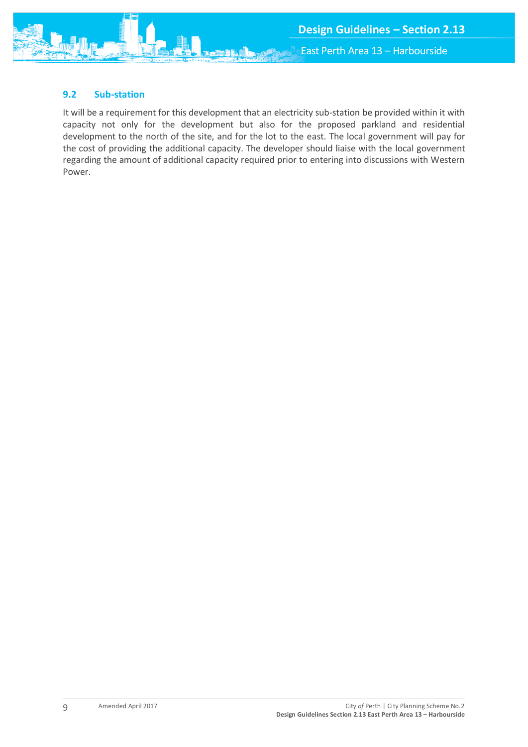### 9.2 Sub-station

It will be a requirement for this development that an electricity sub-station be provided within it with capacity not only for the development but also for the proposed parkland and residential development to the north of the site, and for the lot to the east. The local government will pay for the cost of providing the additional capacity. The developer should liaise with the local government regarding the amount of additional capacity required prior to entering into discussions with Western Power.